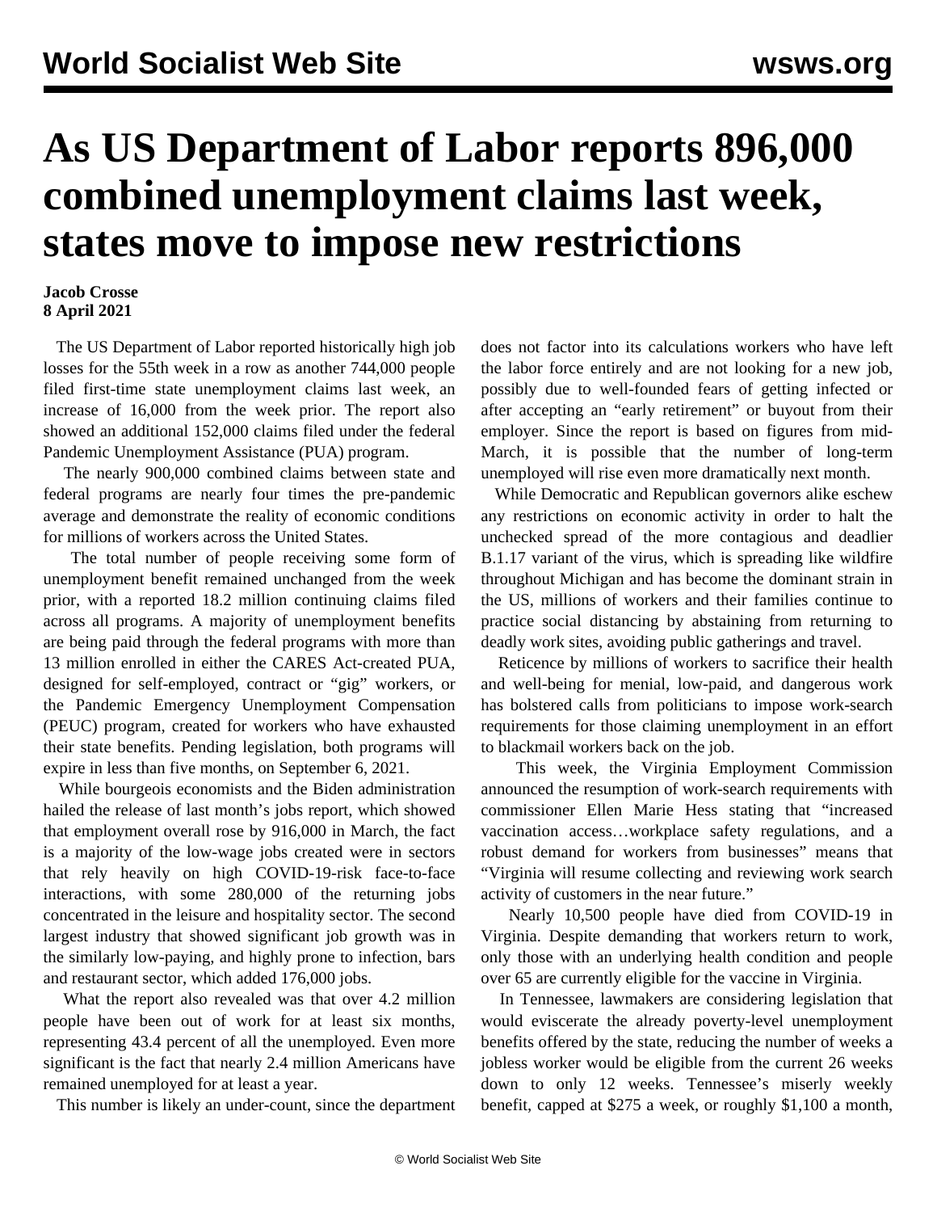# As US Department of Labor reports 896,000 combined unemployment claims last week, states move to impose new restrictions

**Jacob Crosse**
**8 April 2021**

The US Department of Labor reported historically high job losses for the 55th week in a row as another 744,000 people filed first-time state unemployment claims last week, an increase of 16,000 from the week prior. The report also showed an additional 152,000 claims filed under the federal Pandemic Unemployment Assistance (PUA) program.

The nearly 900,000 combined claims between state and federal programs are nearly four times the pre-pandemic average and demonstrate the reality of economic conditions for millions of workers across the United States.

The total number of people receiving some form of unemployment benefit remained unchanged from the week prior, with a reported 18.2 million continuing claims filed across all programs. A majority of unemployment benefits are being paid through the federal programs with more than 13 million enrolled in either the CARES Act-created PUA, designed for self-employed, contract or "gig" workers, or the Pandemic Emergency Unemployment Compensation (PEUC) program, created for workers who have exhausted their state benefits. Pending legislation, both programs will expire in less than five months, on September 6, 2021.

While bourgeois economists and the Biden administration hailed the release of last month's jobs report, which showed that employment overall rose by 916,000 in March, the fact is a majority of the low-wage jobs created were in sectors that rely heavily on high COVID-19-risk face-to-face interactions, with some 280,000 of the returning jobs concentrated in the leisure and hospitality sector. The second largest industry that showed significant job growth was in the similarly low-paying, and highly prone to infection, bars and restaurant sector, which added 176,000 jobs.

What the report also revealed was that over 4.2 million people have been out of work for at least six months, representing 43.4 percent of all the unemployed. Even more significant is the fact that nearly 2.4 million Americans have remained unemployed for at least a year.

This number is likely an under-count, since the department does not factor into its calculations workers who have left the labor force entirely and are not looking for a new job, possibly due to well-founded fears of getting infected or after accepting an "early retirement" or buyout from their employer. Since the report is based on figures from mid-March, it is possible that the number of long-term unemployed will rise even more dramatically next month.

While Democratic and Republican governors alike eschew any restrictions on economic activity in order to halt the unchecked spread of the more contagious and deadlier B.1.17 variant of the virus, which is spreading like wildfire throughout Michigan and has become the dominant strain in the US, millions of workers and their families continue to practice social distancing by abstaining from returning to deadly work sites, avoiding public gatherings and travel.

Reticence by millions of workers to sacrifice their health and well-being for menial, low-paid, and dangerous work has bolstered calls from politicians to impose work-search requirements for those claiming unemployment in an effort to blackmail workers back on the job.

This week, the Virginia Employment Commission announced the resumption of work-search requirements with commissioner Ellen Marie Hess stating that "increased vaccination access…workplace safety regulations, and a robust demand for workers from businesses" means that "Virginia will resume collecting and reviewing work search activity of customers in the near future."

Nearly 10,500 people have died from COVID-19 in Virginia. Despite demanding that workers return to work, only those with an underlying health condition and people over 65 are currently eligible for the vaccine in Virginia.

In Tennessee, lawmakers are considering legislation that would eviscerate the already poverty-level unemployment benefits offered by the state, reducing the number of weeks a jobless worker would be eligible from the current 26 weeks down to only 12 weeks. Tennessee's miserly weekly benefit, capped at $275 a week, or roughly $1,100 a month,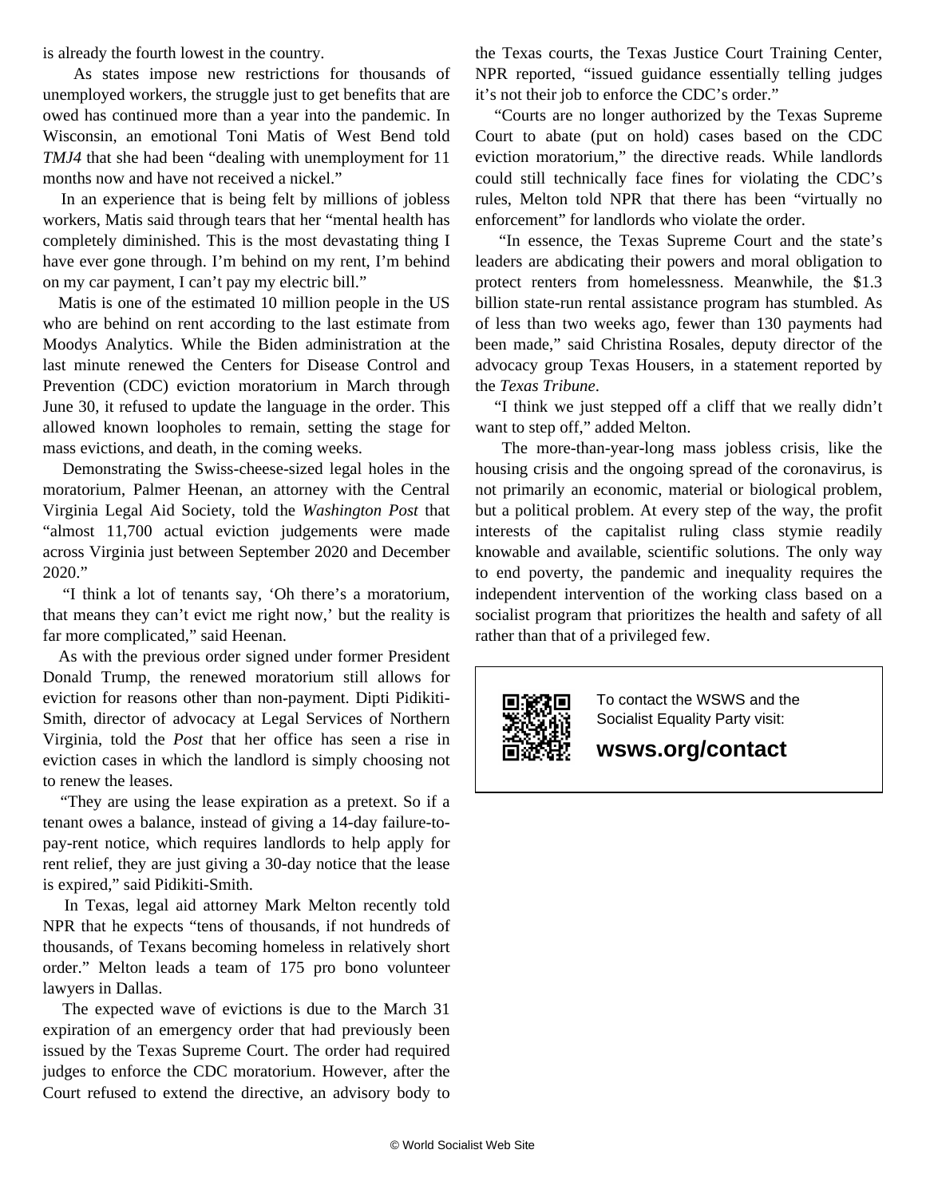is already the fourth lowest in the country.

As states impose new restrictions for thousands of unemployed workers, the struggle just to get benefits that are owed has continued more than a year into the pandemic. In Wisconsin, an emotional Toni Matis of West Bend told *TMJ4* that she had been "dealing with unemployment for 11 months now and have not received a nickel."

In an experience that is being felt by millions of jobless workers, Matis said through tears that her "mental health has completely diminished. This is the most devastating thing I have ever gone through. I'm behind on my rent, I'm behind on my car payment, I can't pay my electric bill."

Matis is one of the estimated 10 million people in the US who are behind on rent according to the last estimate from Moodys Analytics. While the Biden administration at the last minute renewed the Centers for Disease Control and Prevention (CDC) eviction moratorium in March through June 30, it refused to update the language in the order. This allowed known loopholes to remain, setting the stage for mass evictions, and death, in the coming weeks.

Demonstrating the Swiss-cheese-sized legal holes in the moratorium, Palmer Heenan, an attorney with the Central Virginia Legal Aid Society, told the *Washington Post* that "almost 11,700 actual eviction judgements were made across Virginia just between September 2020 and December 2020."

"I think a lot of tenants say, 'Oh there's a moratorium, that means they can't evict me right now,' but the reality is far more complicated," said Heenan.

As with the previous order signed under former President Donald Trump, the renewed moratorium still allows for eviction for reasons other than non-payment. Dipti Pidikiti-Smith, director of advocacy at Legal Services of Northern Virginia, told the *Post* that her office has seen a rise in eviction cases in which the landlord is simply choosing not to renew the leases.

"They are using the lease expiration as a pretext. So if a tenant owes a balance, instead of giving a 14-day failure-to-pay-rent notice, which requires landlords to help apply for rent relief, they are just giving a 30-day notice that the lease is expired," said Pidikiti-Smith.

In Texas, legal aid attorney Mark Melton recently told NPR that he expects "tens of thousands, if not hundreds of thousands, of Texans becoming homeless in relatively short order." Melton leads a team of 175 pro bono volunteer lawyers in Dallas.

The expected wave of evictions is due to the March 31 expiration of an emergency order that had previously been issued by the Texas Supreme Court. The order had required judges to enforce the CDC moratorium. However, after the Court refused to extend the directive, an advisory body to the Texas courts, the Texas Justice Court Training Center, NPR reported, "issued guidance essentially telling judges it's not their job to enforce the CDC's order."

"Courts are no longer authorized by the Texas Supreme Court to abate (put on hold) cases based on the CDC eviction moratorium," the directive reads. While landlords could still technically face fines for violating the CDC's rules, Melton told NPR that there has been "virtually no enforcement" for landlords who violate the order.

"In essence, the Texas Supreme Court and the state's leaders are abdicating their powers and moral obligation to protect renters from homelessness. Meanwhile, the $1.3 billion state-run rental assistance program has stumbled. As of less than two weeks ago, fewer than 130 payments had been made," said Christina Rosales, deputy director of the advocacy group Texas Housers, in a statement reported by the *Texas Tribune*.

"I think we just stepped off a cliff that we really didn't want to step off," added Melton.

The more-than-year-long mass jobless crisis, like the housing crisis and the ongoing spread of the coronavirus, is not primarily an economic, material or biological problem, but a political problem. At every step of the way, the profit interests of the capitalist ruling class stymie readily knowable and available, scientific solutions. The only way to end poverty, the pandemic and inequality requires the independent intervention of the working class based on a socialist program that prioritizes the health and safety of all rather than that of a privileged few.

To contact the WSWS and the Socialist Equality Party visit:

**wsws.org/contact**